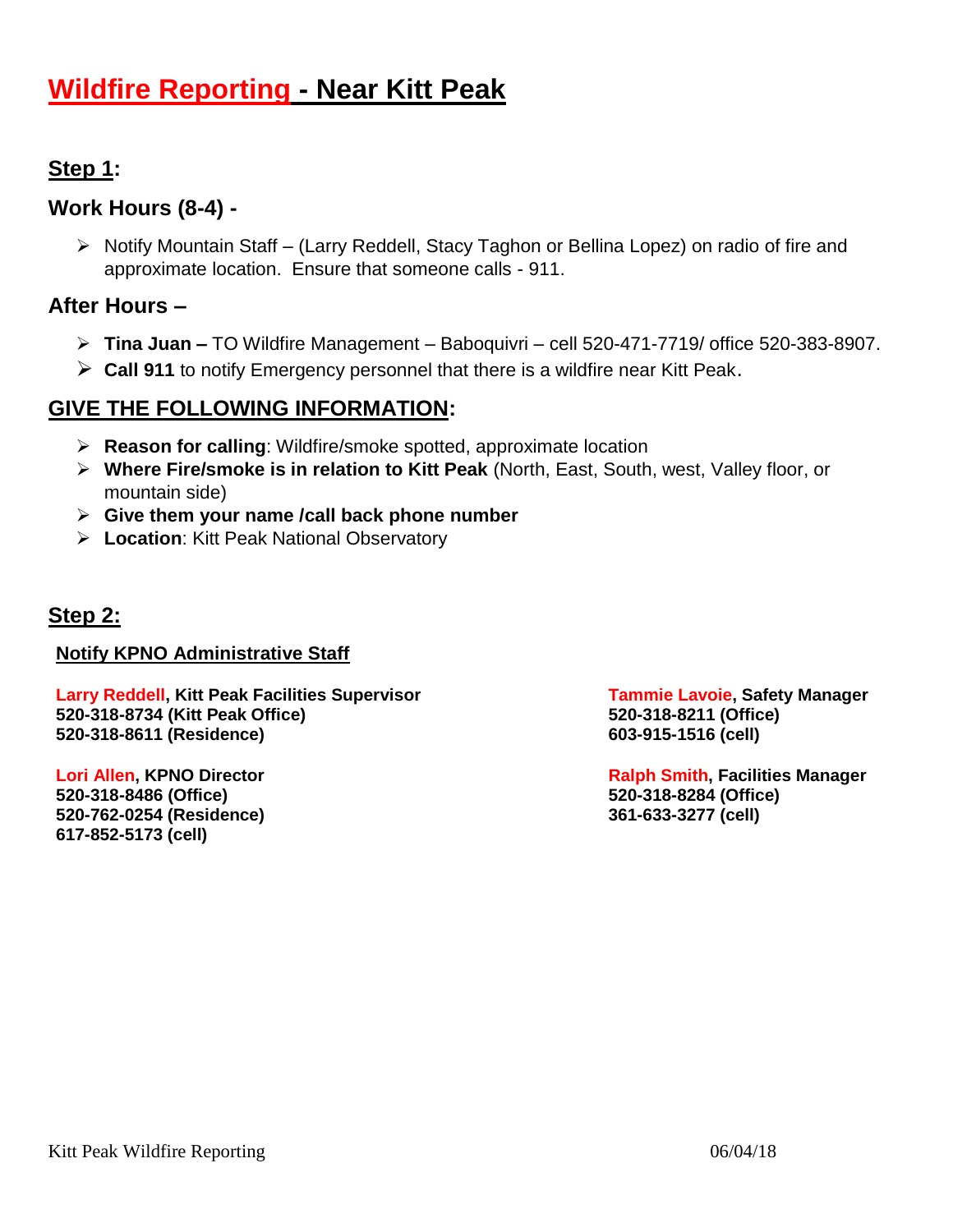# Wildfire Reporting - Near Kitt Peak

## Step 1:

### Work Hours (8-4) -

- Notify Mountain Staff – (Larry Reddell, Stacy Taghon or Bellina Lopez) on radio of fire and approximate location. Ensure that someone calls - 911.

### After Hours –

- **Tina Juan –** TO Wildfire Management – Baboquivri – cell 520-471-7719/ office 520-383-8907.
- **Call 911** to notify Emergency personnel that there is a wildfire near Kitt Peak.

## GIVE THE FOLLOWING INFORMATION:

- **Reason for calling**: Wildfire/smoke spotted, approximate location
- **Where Fire/smoke is in relation to Kitt Peak** (North, East, South, west, Valley floor, or mountain side)
- **Give them your name /call back phone number**
- **Location**: Kitt Peak National Observatory

## Step 2:

**Notify KPNO Administrative Staff**

**Larry Reddell, Kitt Peak Facilities Supervisor**
**520-318-8734 (Kitt Peak Office)**
**520-318-8611 (Residence)**

**Lori Allen, KPNO Director**
**520-318-8486 (Office)**
**520-762-0254 (Residence)**
**617-852-5173 (cell)**

**Tammie Lavoie, Safety Manager**
**520-318-8211 (Office)**
**603-915-1516 (cell)**

**Ralph Smith, Facilities Manager**
**520-318-8284 (Office)**
**361-633-3277 (cell)**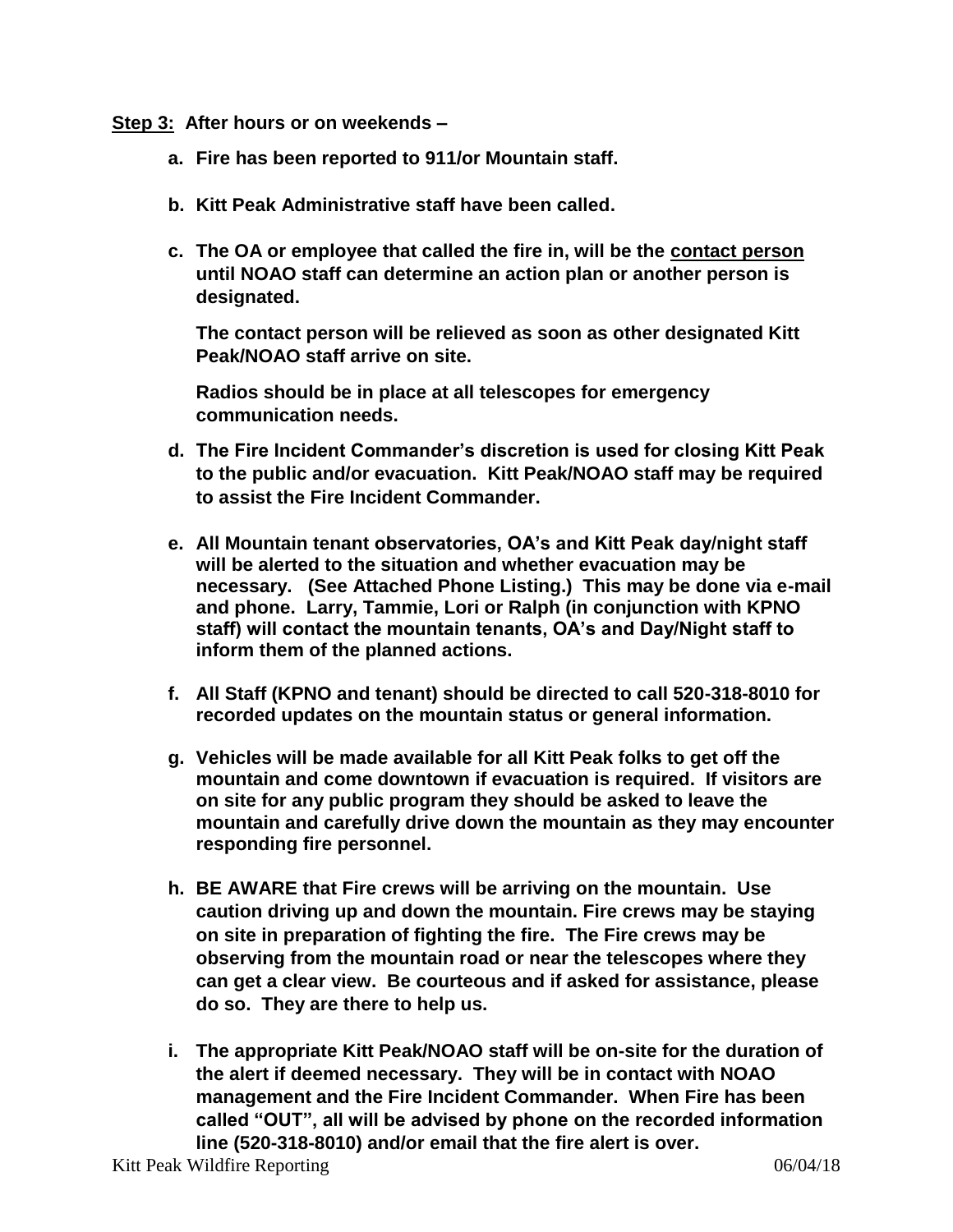**Step 3:** **After hours or on weekends –**

**a. Fire has been reported to 911/or Mountain staff.**

**b. Kitt Peak Administrative staff have been called.**

**c. The OA or employee that called the fire in, will be the contact person until NOAO staff can determine an action plan or another person is designated.**

**The contact person will be relieved as soon as other designated Kitt Peak/NOAO staff arrive on site.**

**Radios should be in place at all telescopes for emergency communication needs.**

**d. The Fire Incident Commander's discretion is used for closing Kitt Peak to the public and/or evacuation. Kitt Peak/NOAO staff may be required to assist the Fire Incident Commander.**

**e. All Mountain tenant observatories, OA's and Kitt Peak day/night staff will be alerted to the situation and whether evacuation may be necessary. (See Attached Phone Listing.) This may be done via e-mail and phone. Larry, Tammie, Lori or Ralph (in conjunction with KPNO staff) will contact the mountain tenants, OA's and Day/Night staff to inform them of the planned actions.**

**f. All Staff (KPNO and tenant) should be directed to call 520-318-8010 for recorded updates on the mountain status or general information.**

**g. Vehicles will be made available for all Kitt Peak folks to get off the mountain and come downtown if evacuation is required. If visitors are on site for any public program they should be asked to leave the mountain and carefully drive down the mountain as they may encounter responding fire personnel.**

**h. BE AWARE that Fire crews will be arriving on the mountain. Use caution driving up and down the mountain. Fire crews may be staying on site in preparation of fighting the fire. The Fire crews may be observing from the mountain road or near the telescopes where they can get a clear view. Be courteous and if asked for assistance, please do so. They are there to help us.**

**i. The appropriate Kitt Peak/NOAO staff will be on-site for the duration of the alert if deemed necessary. They will be in contact with NOAO management and the Fire Incident Commander. When Fire has been called "OUT", all will be advised by phone on the recorded information line (520-318-8010) and/or email that the fire alert is over.**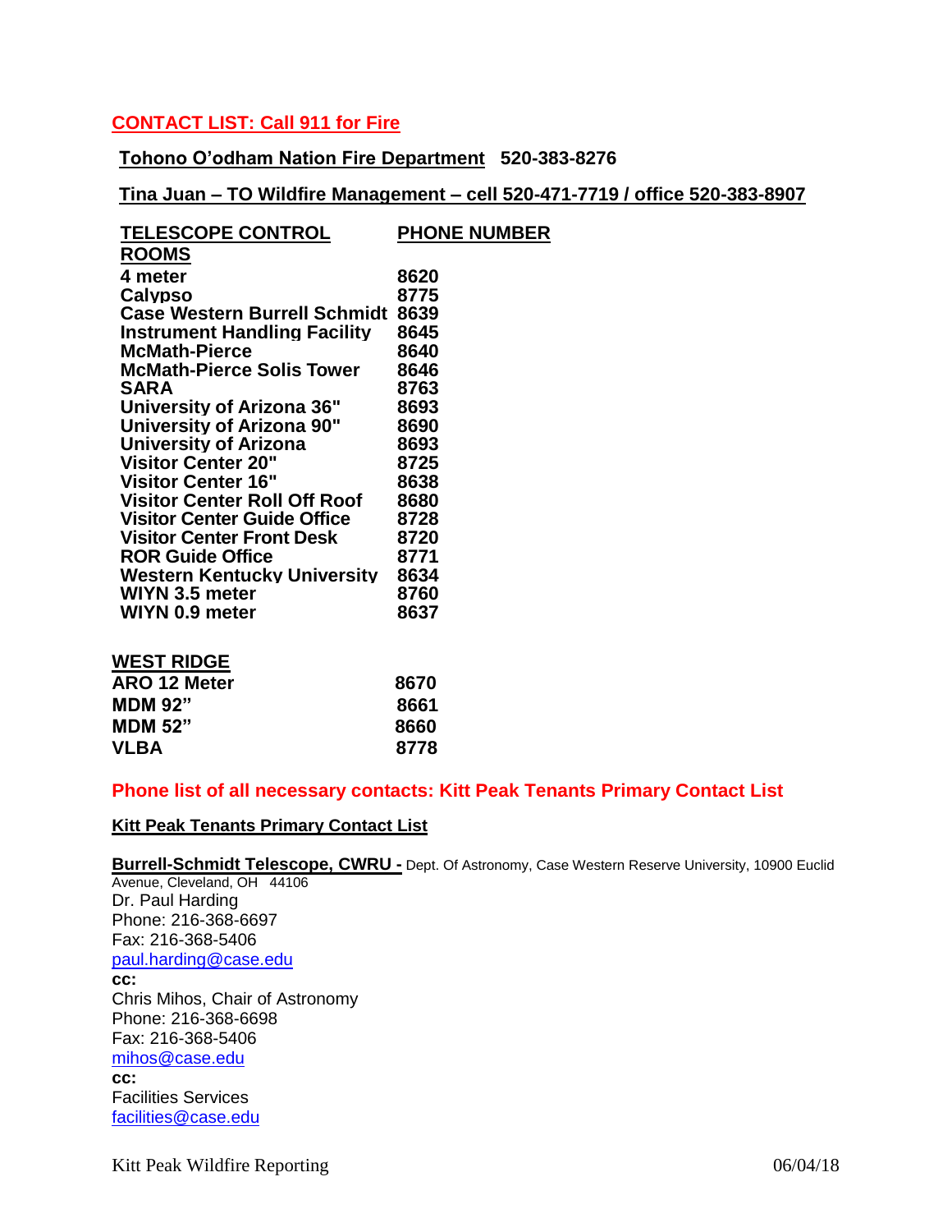## CONTACT LIST: Call 911 for Fire

**Tohono O'odham Nation Fire Department** **520-383-8276**

**Tina Juan – TO Wildfire Management – cell 520-471-7719 / office 520-383-8907**

| TELESCOPE CONTROL ROOMS | PHONE NUMBER |
|---|---|
| 4 meter | 8620 |
| Calypso | 8775 |
| Case Western Burrell Schmidt | 8639 |
| Instrument Handling Facility | 8645 |
| McMath-Pierce | 8640 |
| McMath-Pierce Solis Tower | 8646 |
| SARA | 8763 |
| University of Arizona 36" | 8693 |
| University of Arizona 90" | 8690 |
| University of Arizona | 8693 |
| Visitor Center 20" | 8725 |
| Visitor Center 16" | 8638 |
| Visitor Center Roll Off Roof | 8680 |
| Visitor Center Guide Office | 8728 |
| Visitor Center Front Desk | 8720 |
| ROR Guide Office | 8771 |
| Western Kentucky University | 8634 |
| WIYN 3.5 meter | 8760 |
| WIYN 0.9 meter | 8637 |

| WEST RIDGE | |
|---|---|
| ARO 12 Meter | 8670 |
| MDM 92" | 8661 |
| MDM 52" | 8660 |
| VLBA | 8778 |

## Phone list of all necessary contacts: Kitt Peak Tenants Primary Contact List

### Kitt Peak Tenants Primary Contact List

**Burrell-Schmidt Telescope, CWRU -** Dept. Of Astronomy, Case Western Reserve University, 10900 Euclid Avenue, Cleveland, OH 44106

Dr. Paul Harding
Phone: 216-368-6697
Fax: 216-368-5406
paul.harding@case.edu

**cc:**
Chris Mihos, Chair of Astronomy
Phone: 216-368-6698
Fax: 216-368-5406
mihos@case.edu

**cc:**
Facilities Services
facilities@case.edu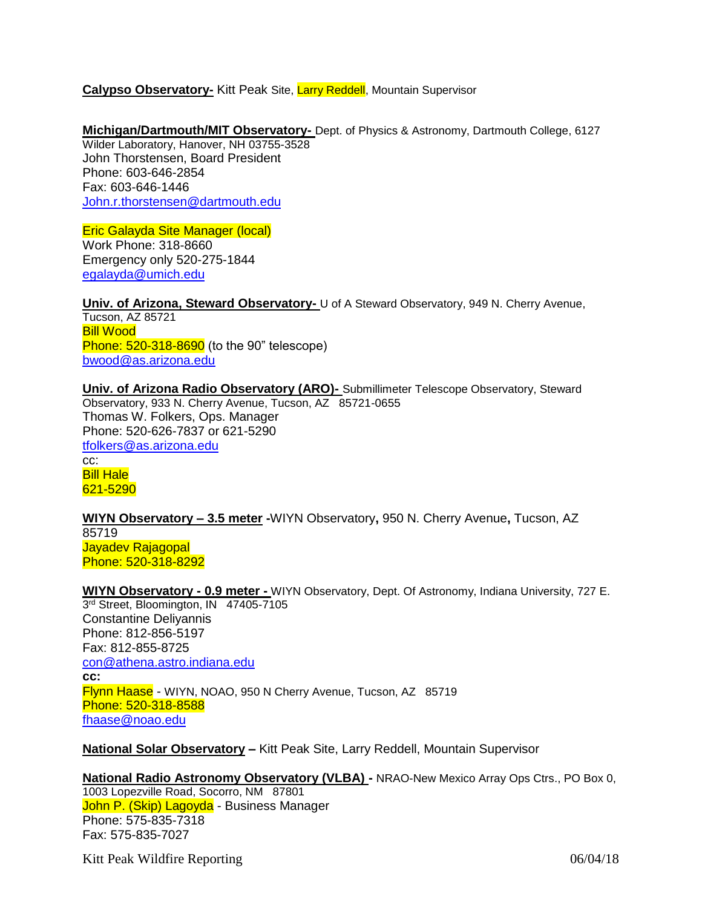**Calypso Observatory-** Kitt Peak Site, Larry Reddell, Mountain Supervisor

**Michigan/Dartmouth/MIT Observatory-** Dept. of Physics & Astronomy, Dartmouth College, 6127 Wilder Laboratory, Hanover, NH 03755-3528
John Thorstensen, Board President
Phone: 603-646-2854
Fax: 603-646-1446
John.r.thorstensen@dartmouth.edu

Eric Galayda Site Manager (local)
Work Phone: 318-8660
Emergency only 520-275-1844
egalayda@umich.edu

**Univ. of Arizona, Steward Observatory-** U of A Steward Observatory, 949 N. Cherry Avenue, Tucson, AZ 85721
Bill Wood
Phone: 520-318-8690 (to the 90" telescope)
bwood@as.arizona.edu

**Univ. of Arizona Radio Observatory (ARO)-** Submillimeter Telescope Observatory, Steward Observatory, 933 N. Cherry Avenue, Tucson, AZ 85721-0655
Thomas W. Folkers, Ops. Manager
Phone: 520-626-7837 or 621-5290
tfolkers@as.arizona.edu
cc:
Bill Hale
621-5290

**WIYN Observatory – 3.5 meter** -WIYN Observatory**,** 950 N. Cherry Avenue**,** Tucson, AZ 85719
Jayadev Rajagopal
Phone: 520-318-8292

**WIYN Observatory - 0.9 meter -** WIYN Observatory, Dept. Of Astronomy, Indiana University, 727 E. 3rd Street, Bloomington, IN 47405-7105
Constantine Deliyannis
Phone: 812-856-5197
Fax: 812-855-8725
con@athena.astro.indiana.edu
**cc:**
Flynn Haase - WIYN, NOAO, 950 N Cherry Avenue, Tucson, AZ 85719
Phone: 520-318-8588
fhaase@noao.edu

**National Solar Observatory –** Kitt Peak Site, Larry Reddell, Mountain Supervisor

**National Radio Astronomy Observatory (VLBA) -** NRAO-New Mexico Array Ops Ctrs., PO Box 0, 1003 Lopezville Road, Socorro, NM 87801
John P. (Skip) Lagoyda - Business Manager
Phone: 575-835-7318
Fax: 575-835-7027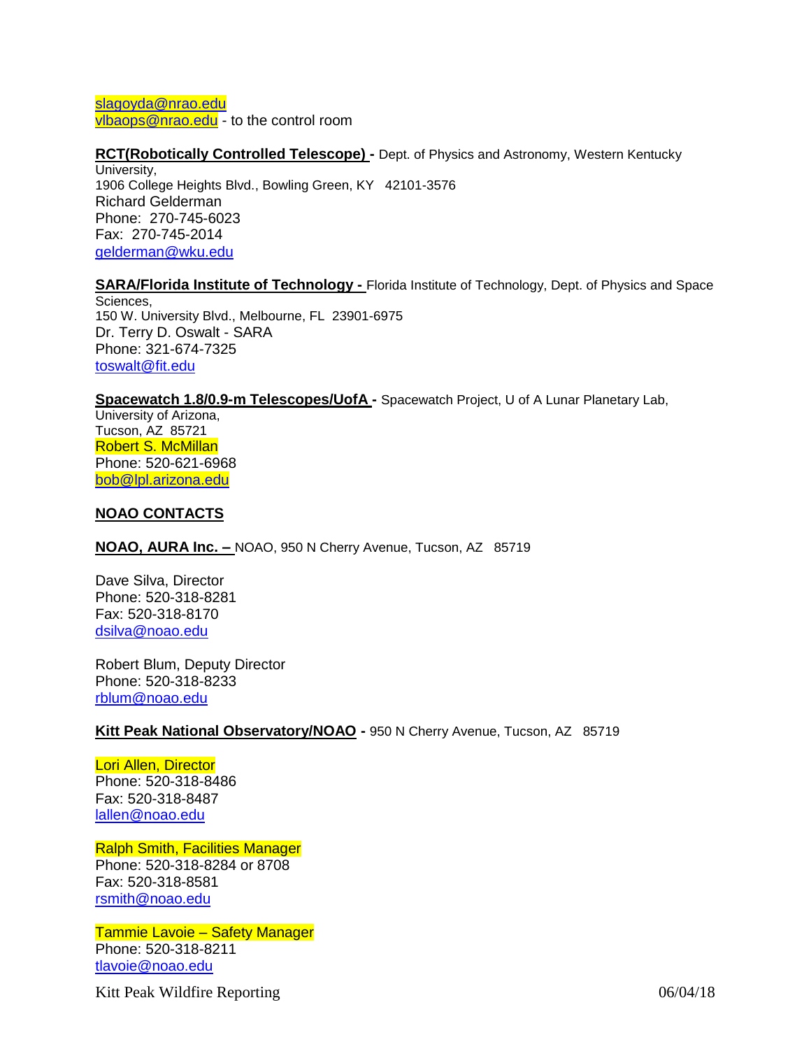slagoyda@nrao.edu
vlbaops@nrao.edu - to the control room

**RCT(Robotically Controlled Telescope) -** Dept. of Physics and Astronomy, Western Kentucky University,
1906 College Heights Blvd., Bowling Green, KY 42101-3576
Richard Gelderman
Phone: 270-745-6023
Fax: 270-745-2014
gelderman@wku.edu

**SARA/Florida Institute of Technology -** Florida Institute of Technology, Dept. of Physics and Space Sciences,
150 W. University Blvd., Melbourne, FL 23901-6975
Dr. Terry D. Oswalt - SARA
Phone: 321-674-7325
toswalt@fit.edu

**Spacewatch 1.8/0.9-m Telescopes/UofA -** Spacewatch Project, U of A Lunar Planetary Lab, University of Arizona,
Tucson, AZ 85721
Robert S. McMillan
Phone: 520-621-6968
bob@lpl.arizona.edu

## NOAO CONTACTS

**NOAO, AURA Inc. –** NOAO, 950 N Cherry Avenue, Tucson, AZ 85719

Dave Silva, Director
Phone: 520-318-8281
Fax: 520-318-8170
dsilva@noao.edu

Robert Blum, Deputy Director
Phone: 520-318-8233
rblum@noao.edu

**Kitt Peak National Observatory/NOAO -** 950 N Cherry Avenue, Tucson, AZ 85719

Lori Allen, Director
Phone: 520-318-8486
Fax: 520-318-8487
lallen@noao.edu

Ralph Smith, Facilities Manager
Phone: 520-318-8284 or 8708
Fax: 520-318-8581
rsmith@noao.edu

Tammie Lavoie – Safety Manager
Phone: 520-318-8211
tlavoie@noao.edu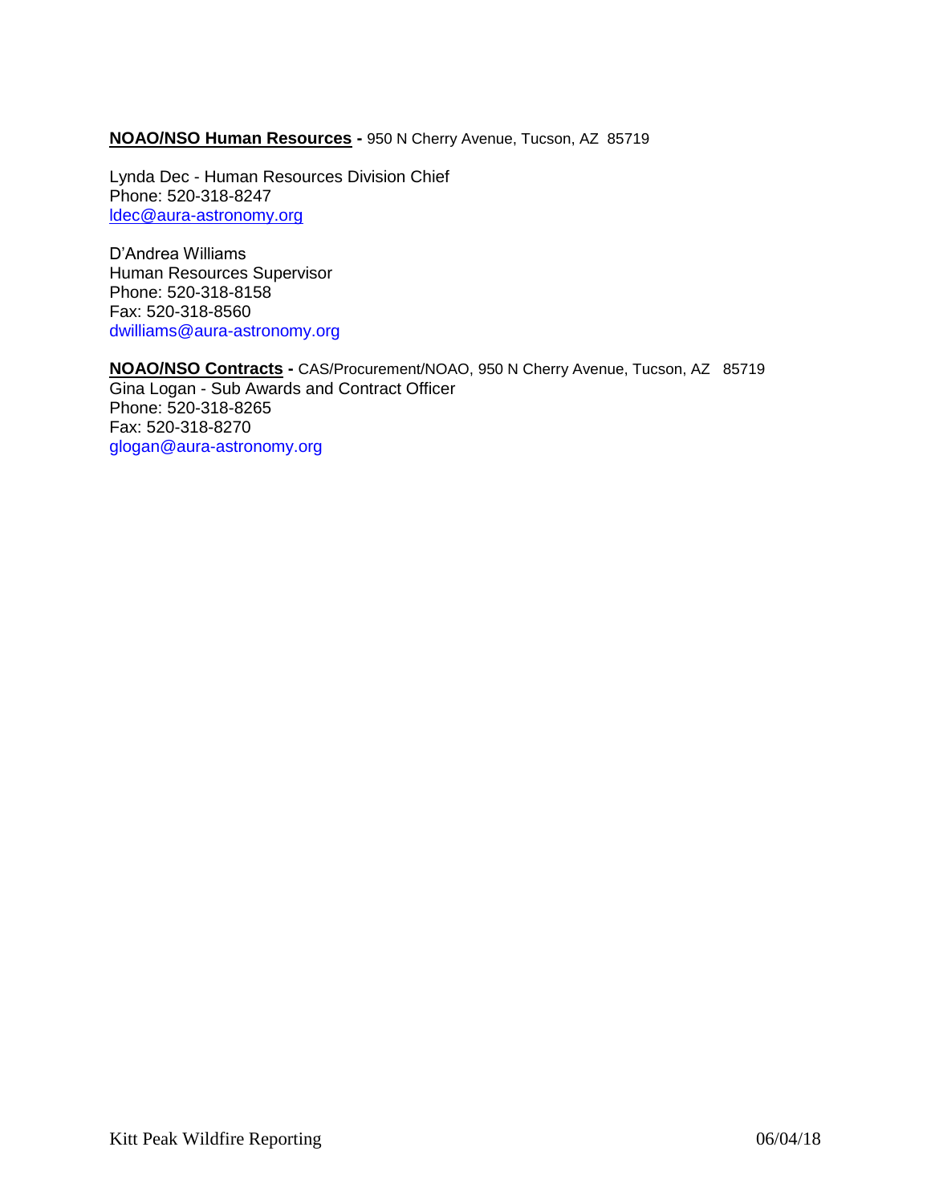**NOAO/NSO Human Resources -** 950 N Cherry Avenue, Tucson, AZ 85719

Lynda Dec - Human Resources Division Chief
Phone: 520-318-8247
ldec@aura-astronomy.org

D'Andrea Williams
Human Resources Supervisor
Phone: 520-318-8158
Fax: 520-318-8560
dwilliams@aura-astronomy.org

**NOAO/NSO Contracts -** CAS/Procurement/NOAO, 950 N Cherry Avenue, Tucson, AZ 85719
Gina Logan - Sub Awards and Contract Officer
Phone: 520-318-8265
Fax: 520-318-8270
glogan@aura-astronomy.org